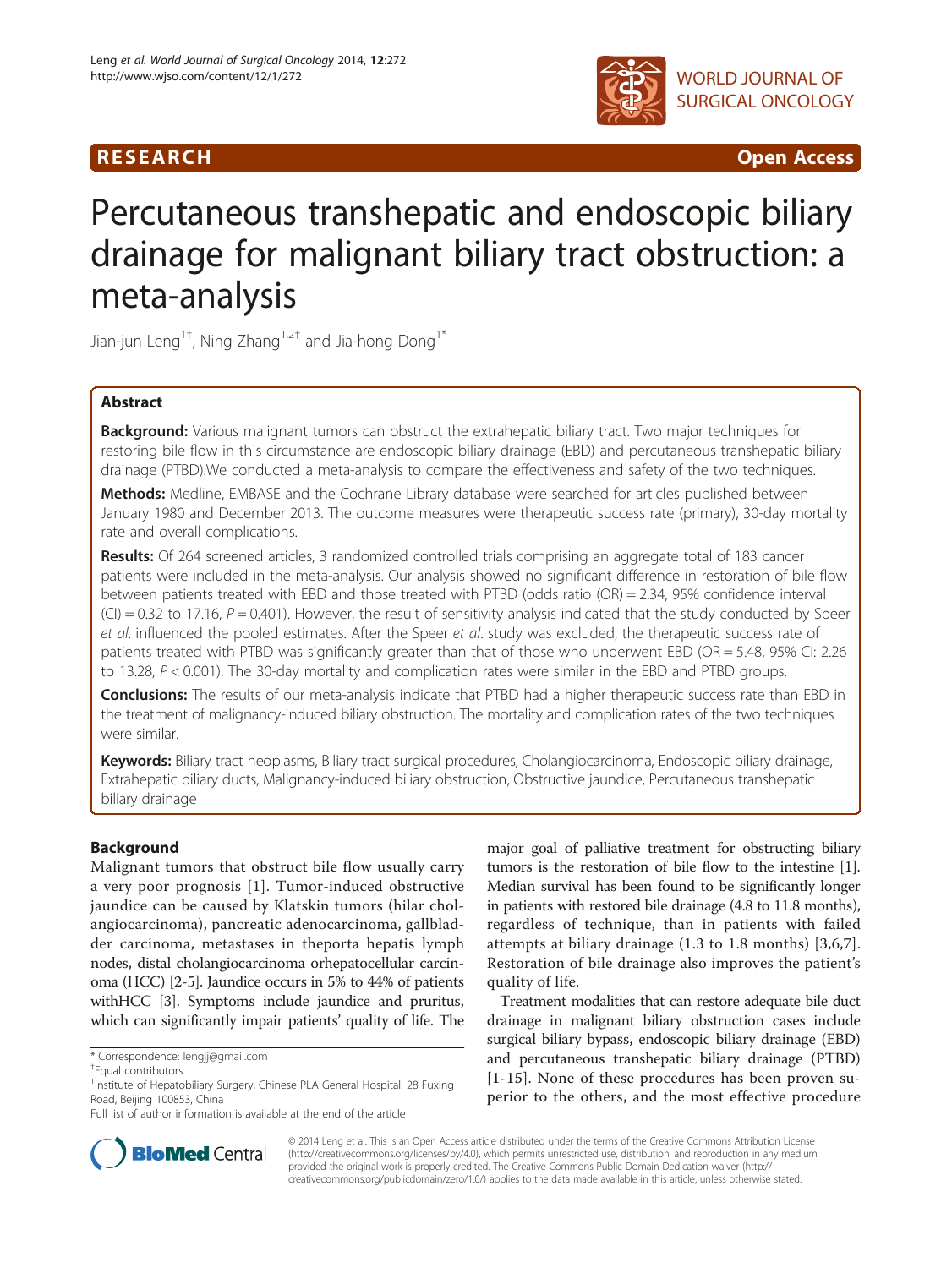RESEARCH Open Access

# Percutaneous transhepatic and endoscopic biliary drainage for malignant biliary tract obstruction: a meta-analysis

Jian-jun Leng[1†], Ning Zhang[1,2†] and Jia-hong Dong[1*]

## Abstract

**Background:** Various malignant tumors can obstruct the extrahepatic biliary tract. Two major techniques for restoring bile flow in this circumstance are endoscopic biliary drainage (EBD) and percutaneous transhepatic biliary drainage (PTBD).We conducted a meta-analysis to compare the effectiveness and safety of the two techniques.

**Methods:** Medline, EMBASE and the Cochrane Library database were searched for articles published between January 1980 and December 2013. The outcome measures were therapeutic success rate (primary), 30-day mortality rate and overall complications.

**Results:** Of 264 screened articles, 3 randomized controlled trials comprising an aggregate total of 183 cancer patients were included in the meta-analysis. Our analysis showed no significant difference in restoration of bile flow between patients treated with EBD and those treated with PTBD (odds ratio (OR) = 2.34, 95% confidence interval (CI) = 0.32 to 17.16, $P = 0.401$). However, the result of sensitivity analysis indicated that the study conducted by Speer *et al.* influenced the pooled estimates. After the Speer *et al.* study was excluded, the therapeutic success rate of patients treated with PTBD was significantly greater than that of those who underwent EBD (OR = 5.48, 95% CI: 2.26 to 13.28, $P < 0.001$). The 30-day mortality and complication rates were similar in the EBD and PTBD groups.

**Conclusions:** The results of our meta-analysis indicate that PTBD had a higher therapeutic success rate than EBD in the treatment of malignancy-induced biliary obstruction. The mortality and complication rates of the two techniques were similar.

**Keywords:** Biliary tract neoplasms, Biliary tract surgical procedures, Cholangiocarcinoma, Endoscopic biliary drainage, Extrahepatic biliary ducts, Malignancy-induced biliary obstruction, Obstructive jaundice, Percutaneous transhepatic biliary drainage

## Background

Malignant tumors that obstruct bile flow usually carry a very poor prognosis [1]. Tumor-induced obstructive jaundice can be caused by Klatskin tumors (hilar cholangiocarcinoma), pancreatic adenocarcinoma, gallbladder carcinoma, metastases in theporta hepatis lymph nodes, distal cholangiocarcinoma orhepatocellular carcinoma (HCC) [2-5]. Jaundice occurs in 5% to 44% of patients withHCC [3]. Symptoms include jaundice and pruritus, which can significantly impair patients' quality of life. The major goal of palliative treatment for obstructing biliary tumors is the restoration of bile flow to the intestine [1]. Median survival has been found to be significantly longer in patients with restored bile drainage (4.8 to 11.8 months), regardless of technique, than in patients with failed attempts at biliary drainage (1.3 to 1.8 months) [3,6,7]. Restoration of bile drainage also improves the patient's quality of life.

Treatment modalities that can restore adequate bile duct drainage in malignant biliary obstruction cases include surgical biliary bypass, endoscopic biliary drainage (EBD) and percutaneous transhepatic biliary drainage (PTBD) [1-15]. None of these procedures has been proven superior to the others, and the most effective procedure

\* Correspondence: lengjj@gmail.com
†Equal contributors
[1]Institute of Hepatobiliary Surgery, Chinese PLA General Hospital, 28 Fuxing Road, Beijing 100853, China
Full list of author information is available at the end of the article

© 2014 Leng et al. This is an Open Access article distributed under the terms of the Creative Commons Attribution License (http://creativecommons.org/licenses/by/4.0), which permits unrestricted use, distribution, and reproduction in any medium, provided the original work is properly credited. The Creative Commons Public Domain Dedication waiver (http://creativecommons.org/publicdomain/zero/1.0/) applies to the data made available in this article, unless otherwise stated.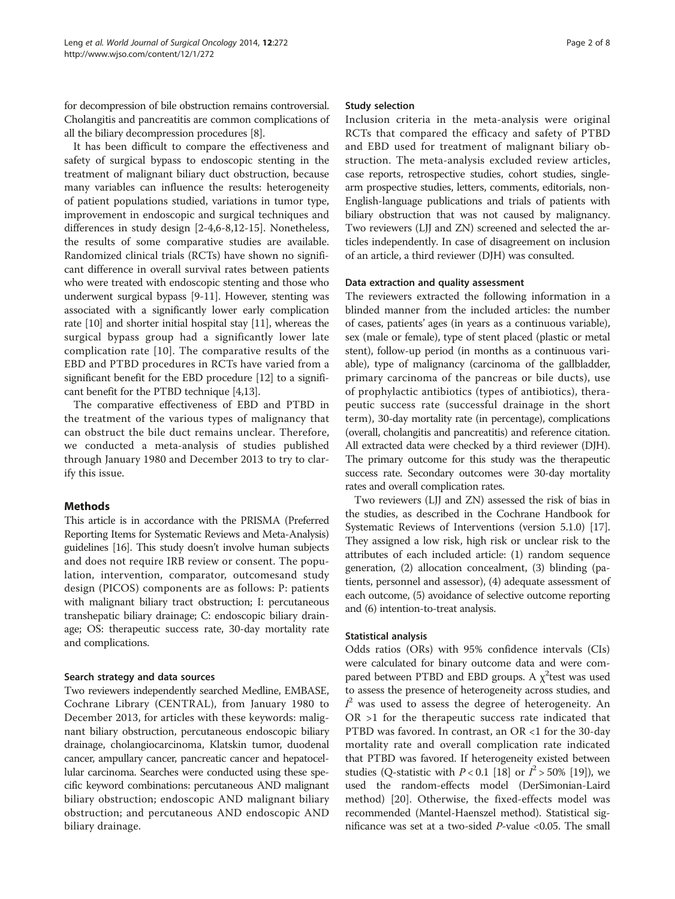for decompression of bile obstruction remains controversial. Cholangitis and pancreatitis are common complications of all the biliary decompression procedures [8].

It has been difficult to compare the effectiveness and safety of surgical bypass to endoscopic stenting in the treatment of malignant biliary duct obstruction, because many variables can influence the results: heterogeneity of patient populations studied, variations in tumor type, improvement in endoscopic and surgical techniques and differences in study design [2-4,6-8,12-15]. Nonetheless, the results of some comparative studies are available. Randomized clinical trials (RCTs) have shown no significant difference in overall survival rates between patients who were treated with endoscopic stenting and those who underwent surgical bypass [9-11]. However, stenting was associated with a significantly lower early complication rate [10] and shorter initial hospital stay [11], whereas the surgical bypass group had a significantly lower late complication rate [10]. The comparative results of the EBD and PTBD procedures in RCTs have varied from a significant benefit for the EBD procedure [12] to a significant benefit for the PTBD technique [4,13].

The comparative effectiveness of EBD and PTBD in the treatment of the various types of malignancy that can obstruct the bile duct remains unclear. Therefore, we conducted a meta-analysis of studies published through January 1980 and December 2013 to try to clarify this issue.

## Methods

This article is in accordance with the PRISMA (Preferred Reporting Items for Systematic Reviews and Meta-Analysis) guidelines [16]. This study doesn't involve human subjects and does not require IRB review or consent. The population, intervention, comparator, outcomesand study design (PICOS) components are as follows: P: patients with malignant biliary tract obstruction; I: percutaneous transhepatic biliary drainage; C: endoscopic biliary drainage; OS: therapeutic success rate, 30-day mortality rate and complications.

### Search strategy and data sources

Two reviewers independently searched Medline, EMBASE, Cochrane Library (CENTRAL), from January 1980 to December 2013, for articles with these keywords: malignant biliary obstruction, percutaneous endoscopic biliary drainage, cholangiocarcinoma, Klatskin tumor, duodenal cancer, ampullary cancer, pancreatic cancer and hepatocellular carcinoma. Searches were conducted using these specific keyword combinations: percutaneous AND malignant biliary obstruction; endoscopic AND malignant biliary obstruction; and percutaneous AND endoscopic AND biliary drainage.

### Study selection

Inclusion criteria in the meta-analysis were original RCTs that compared the efficacy and safety of PTBD and EBD used for treatment of malignant biliary obstruction. The meta-analysis excluded review articles, case reports, retrospective studies, cohort studies, single-arm prospective studies, letters, comments, editorials, non-English-language publications and trials of patients with biliary obstruction that was not caused by malignancy. Two reviewers (LJJ and ZN) screened and selected the articles independently. In case of disagreement on inclusion of an article, a third reviewer (DJH) was consulted.

### Data extraction and quality assessment

The reviewers extracted the following information in a blinded manner from the included articles: the number of cases, patients' ages (in years as a continuous variable), sex (male or female), type of stent placed (plastic or metal stent), follow-up period (in months as a continuous variable), type of malignancy (carcinoma of the gallbladder, primary carcinoma of the pancreas or bile ducts), use of prophylactic antibiotics (types of antibiotics), therapeutic success rate (successful drainage in the short term), 30-day mortality rate (in percentage), complications (overall, cholangitis and pancreatitis) and reference citation. All extracted data were checked by a third reviewer (DJH). The primary outcome for this study was the therapeutic success rate. Secondary outcomes were 30-day mortality rates and overall complication rates.

Two reviewers (LJJ and ZN) assessed the risk of bias in the studies, as described in the Cochrane Handbook for Systematic Reviews of Interventions (version 5.1.0) [17]. They assigned a low risk, high risk or unclear risk to the attributes of each included article: (1) random sequence generation, (2) allocation concealment, (3) blinding (patients, personnel and assessor), (4) adequate assessment of each outcome, (5) avoidance of selective outcome reporting and (6) intention-to-treat analysis.

### Statistical analysis

Odds ratios (ORs) with 95% confidence intervals (CIs) were calculated for binary outcome data and were compared between PTBD and EBD groups. A $\chi^2$test was used to assess the presence of heterogeneity across studies, and $I^2$ was used to assess the degree of heterogeneity. An OR >1 for the therapeutic success rate indicated that PTBD was favored. In contrast, an OR <1 for the 30-day mortality rate and overall complication rate indicated that PTBD was favored. If heterogeneity existed between studies (Q-statistic with $P < 0.1$ [18] or $I^2 > 50\%$ [19]), we used the random-effects model (DerSimonian-Laird method) [20]. Otherwise, the fixed-effects model was recommended (Mantel-Haenszel method). Statistical significance was set at a two-sided $P$-value <0.05. The small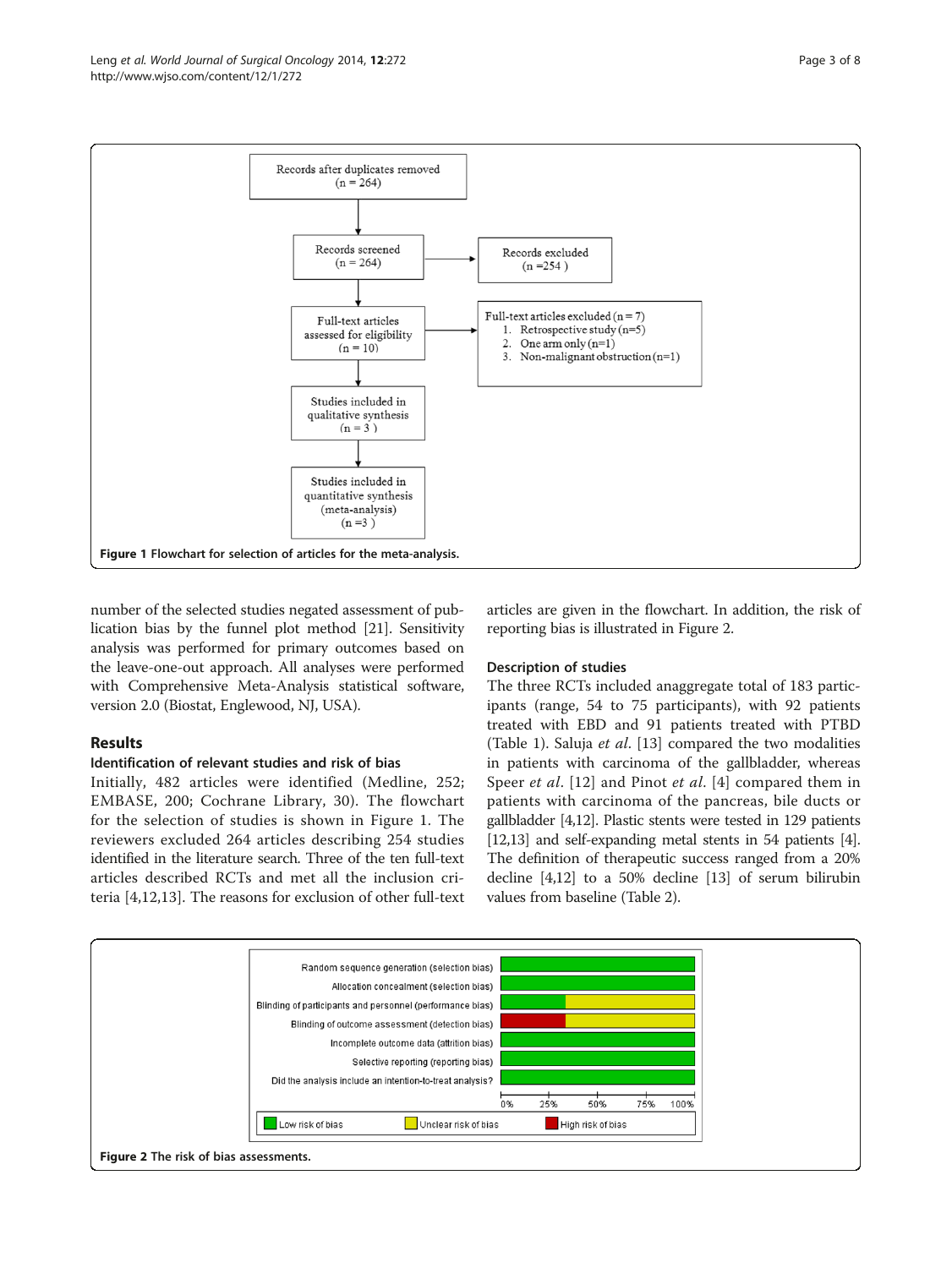Figure 1 Flowchart for selection of articles for the meta-analysis.

number of the selected studies negated assessment of publication bias by the funnel plot method [21]. Sensitivity analysis was performed for primary outcomes based on the leave-one-out approach. All analyses were performed with Comprehensive Meta-Analysis statistical software, version 2.0 (Biostat, Englewood, NJ, USA).

## Results

### Identification of relevant studies and risk of bias

Initially, 482 articles were identified (Medline, 252; EMBASE, 200; Cochrane Library, 30). The flowchart for the selection of studies is shown in Figure 1. The reviewers excluded 264 articles describing 254 studies identified in the literature search. Three of the ten full-text articles described RCTs and met all the inclusion criteria [4,12,13]. The reasons for exclusion of other full-text articles are given in the flowchart. In addition, the risk of reporting bias is illustrated in Figure 2.

### Description of studies

The three RCTs included anaggregate total of 183 participants (range, 54 to 75 participants), with 92 patients treated with EBD and 91 patients treated with PTBD (Table 1). Saluja *et al*. [13] compared the two modalities in patients with carcinoma of the gallbladder, whereas Speer *et al*. [12] and Pinot *et al*. [4] compared them in patients with carcinoma of the pancreas, bile ducts or gallbladder [4,12]. Plastic stents were tested in 129 patients [12,13] and self-expanding metal stents in 54 patients [4]. The definition of therapeutic success ranged from a 20% decline [4,12] to a 50% decline [13] of serum bilirubin values from baseline (Table 2).

Figure 2 The risk of bias assessments.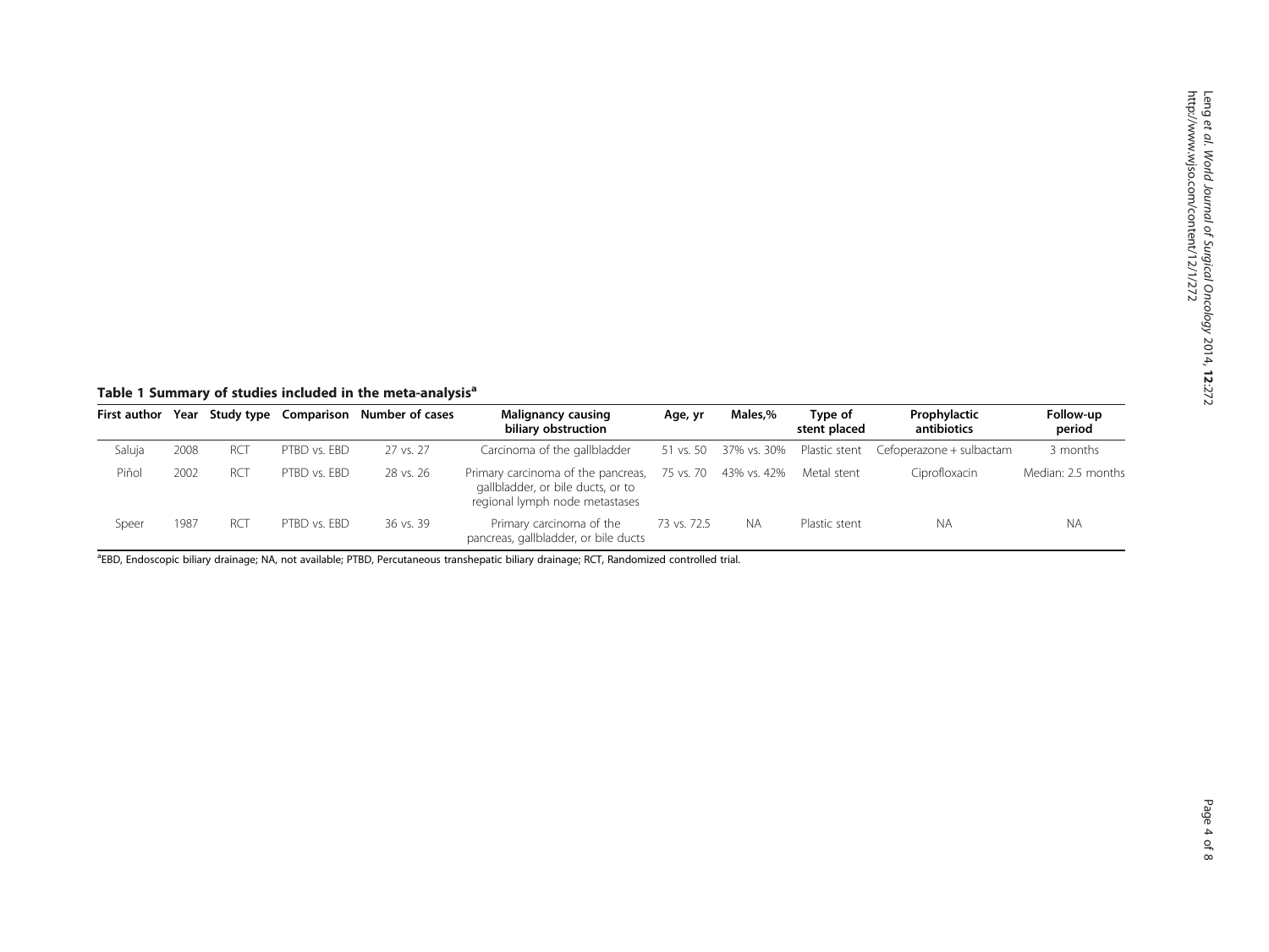**Table 1 Summary of studies included in the meta-analysis[a]**

| First author | Year | Study type | Comparison | Number of cases | Malignancy causing biliary obstruction | Age, yr | Males,% | Type of stent placed | Prophylactic antibiotics | Follow-up period |
|---|---|---|---|---|---|---|---|---|---|---|
| Saluja | 2008 | RCT | PTBD vs. EBD | 27 vs. 27 | Carcinoma of the gallbladder | 51 vs. 50 | 37% vs. 30% | Plastic stent | Cefoperazone + sulbactam | 3 months |
| Piñol | 2002 | RCT | PTBD vs. EBD | 28 vs. 26 | Primary carcinoma of the pancreas, gallbladder, or bile ducts, or to regional lymph node metastases | 75 vs. 70 | 43% vs. 42% | Metal stent | Ciprofloxacin | Median: 2.5 months |
| Speer | 1987 | RCT | PTBD vs. EBD | 36 vs. 39 | Primary carcinoma of the pancreas, gallbladder, or bile ducts | 73 vs. 72.5 | NA | Plastic stent | NA | NA |

[a]EBD, Endoscopic biliary drainage; NA, not available; PTBD, Percutaneous transhepatic biliary drainage; RCT, Randomized controlled trial.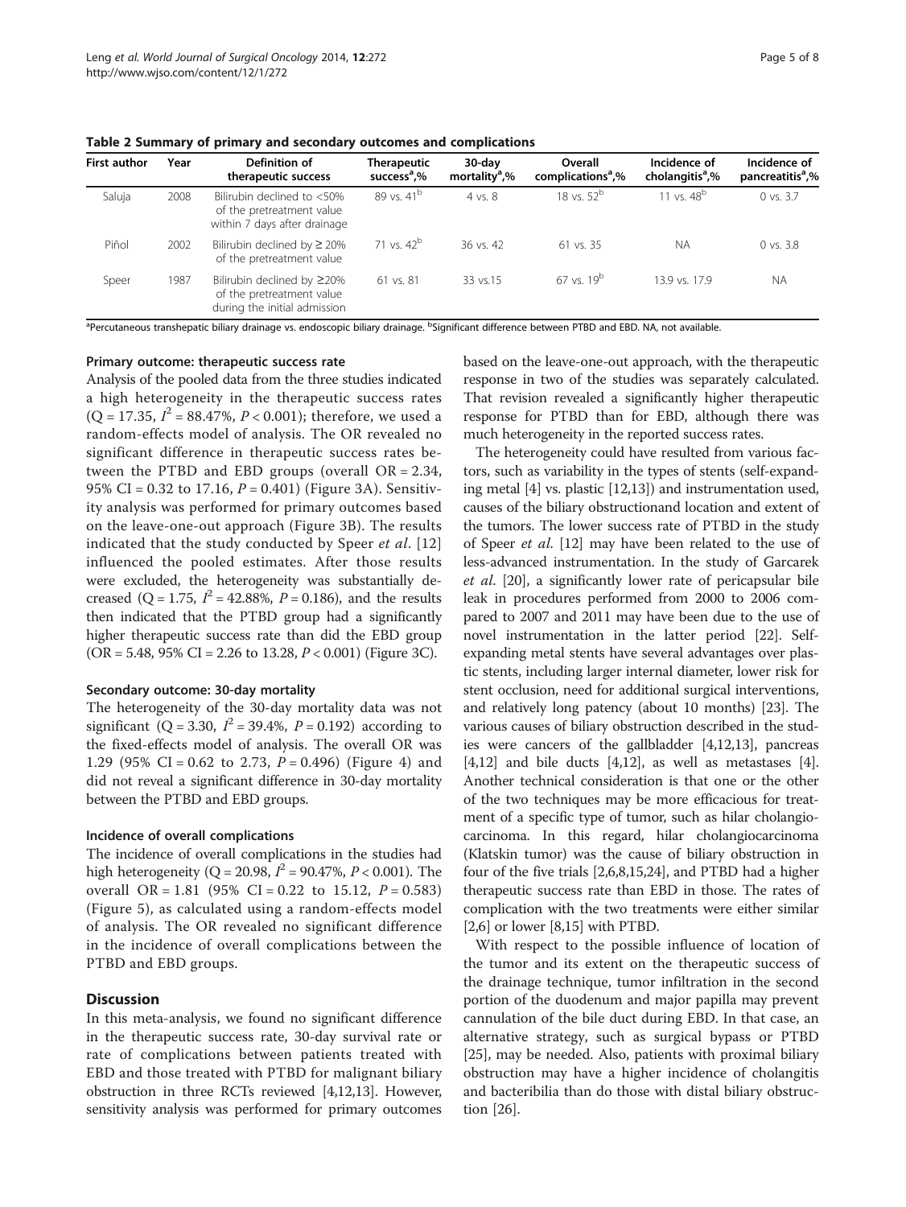**Table 2 Summary of primary and secondary outcomes and complications**

| First author | Year | Definition of therapeutic success | Therapeutic success[a],% | 30-day mortality[a],% | Overall complications[a],% | Incidence of cholangitis[a],% | Incidence of pancreatitis[a],% |
|---|---|---|---|---|---|---|---|
| Saluja | 2008 | Bilirubin declined to <50% of the pretreatment value within 7 days after drainage | 89 vs. 41[b] | 4 vs. 8 | 18 vs. 52[b] | 11 vs. 48[b] | 0 vs. 3.7 |
| Piñol | 2002 | Bilirubin declined by ≥ 20% of the pretreatment value | 71 vs. 42[b] | 36 vs. 42 | 61 vs. 35 | NA | 0 vs. 3.8 |
| Speer | 1987 | Bilirubin declined by ≥20% of the pretreatment value during the initial admission | 61 vs. 81 | 33 vs.15 | 67 vs. 19[b] | 13.9 vs. 17.9 | NA |

[a]Percutaneous transhepatic biliary drainage vs. endoscopic biliary drainage. [b]Significant difference between PTBD and EBD. NA, not available.

#### Primary outcome: therapeutic success rate

Analysis of the pooled data from the three studies indicated a high heterogeneity in the therapeutic success rates ($Q = 17.35$, $I^2 = 88.47\%$, $P < 0.001$); therefore, we used a random-effects model of analysis. The OR revealed no significant difference in therapeutic success rates between the PTBD and EBD groups (overall OR = 2.34, 95% CI = 0.32 to 17.16, $P = 0.401$) (Figure 3A). Sensitivity analysis was performed for primary outcomes based on the leave-one-out approach (Figure 3B). The results indicated that the study conducted by Speer *et al*. [12] influenced the pooled estimates. After those results were excluded, the heterogeneity was substantially decreased ($Q = 1.75$, $I^2 = 42.88\%$, $P = 0.186$), and the results then indicated that the PTBD group had a significantly higher therapeutic success rate than did the EBD group (OR = 5.48, 95% CI = 2.26 to 13.28, $P < 0.001$) (Figure 3C).

#### Secondary outcome: 30-day mortality

The heterogeneity of the 30-day mortality data was not significant ($Q = 3.30$, $I^2 = 39.4\%$, $P = 0.192$) according to the fixed-effects model of analysis. The overall OR was 1.29 (95% CI = 0.62 to 2.73, $P = 0.496$) (Figure 4) and did not reveal a significant difference in 30-day mortality between the PTBD and EBD groups.

#### Incidence of overall complications

The incidence of overall complications in the studies had high heterogeneity ($Q = 20.98$, $I^2 = 90.47\%$, $P < 0.001$). The overall OR = 1.81 (95% CI = 0.22 to 15.12, $P = 0.583$) (Figure 5), as calculated using a random-effects model of analysis. The OR revealed no significant difference in the incidence of overall complications between the PTBD and EBD groups.

## Discussion

In this meta-analysis, we found no significant difference in the therapeutic success rate, 30-day survival rate or rate of complications between patients treated with EBD and those treated with PTBD for malignant biliary obstruction in three RCTs reviewed [4,12,13]. However, sensitivity analysis was performed for primary outcomes based on the leave-one-out approach, with the therapeutic response in two of the studies was separately calculated. That revision revealed a significantly higher therapeutic response for PTBD than for EBD, although there was much heterogeneity in the reported success rates.

The heterogeneity could have resulted from various factors, such as variability in the types of stents (self-expanding metal [4] vs. plastic [12,13]) and instrumentation used, causes of the biliary obstructionand location and extent of the tumors. The lower success rate of PTBD in the study of Speer *et al*. [12] may have been related to the use of less-advanced instrumentation. In the study of Garcarek *et al*. [20], a significantly lower rate of pericapsular bile leak in procedures performed from 2000 to 2006 compared to 2007 and 2011 may have been due to the use of novel instrumentation in the latter period [22]. Self-expanding metal stents have several advantages over plastic stents, including larger internal diameter, lower risk for stent occlusion, need for additional surgical interventions, and relatively long patency (about 10 months) [23]. The various causes of biliary obstruction described in the studies were cancers of the gallbladder [4,12,13], pancreas [4,12] and bile ducts [4,12], as well as metastases [4]. Another technical consideration is that one or the other of the two techniques may be more efficacious for treatment of a specific type of tumor, such as hilar cholangiocarcinoma. In this regard, hilar cholangiocarcinoma (Klatskin tumor) was the cause of biliary obstruction in four of the five trials [2,6,8,15,24], and PTBD had a higher therapeutic success rate than EBD in those. The rates of complication with the two treatments were either similar [2,6] or lower [8,15] with PTBD.

With respect to the possible influence of location of the tumor and its extent on the therapeutic success of the drainage technique, tumor infiltration in the second portion of the duodenum and major papilla may prevent cannulation of the bile duct during EBD. In that case, an alternative strategy, such as surgical bypass or PTBD [25], may be needed. Also, patients with proximal biliary obstruction may have a higher incidence of cholangitis and bacteribilia than do those with distal biliary obstruction [26].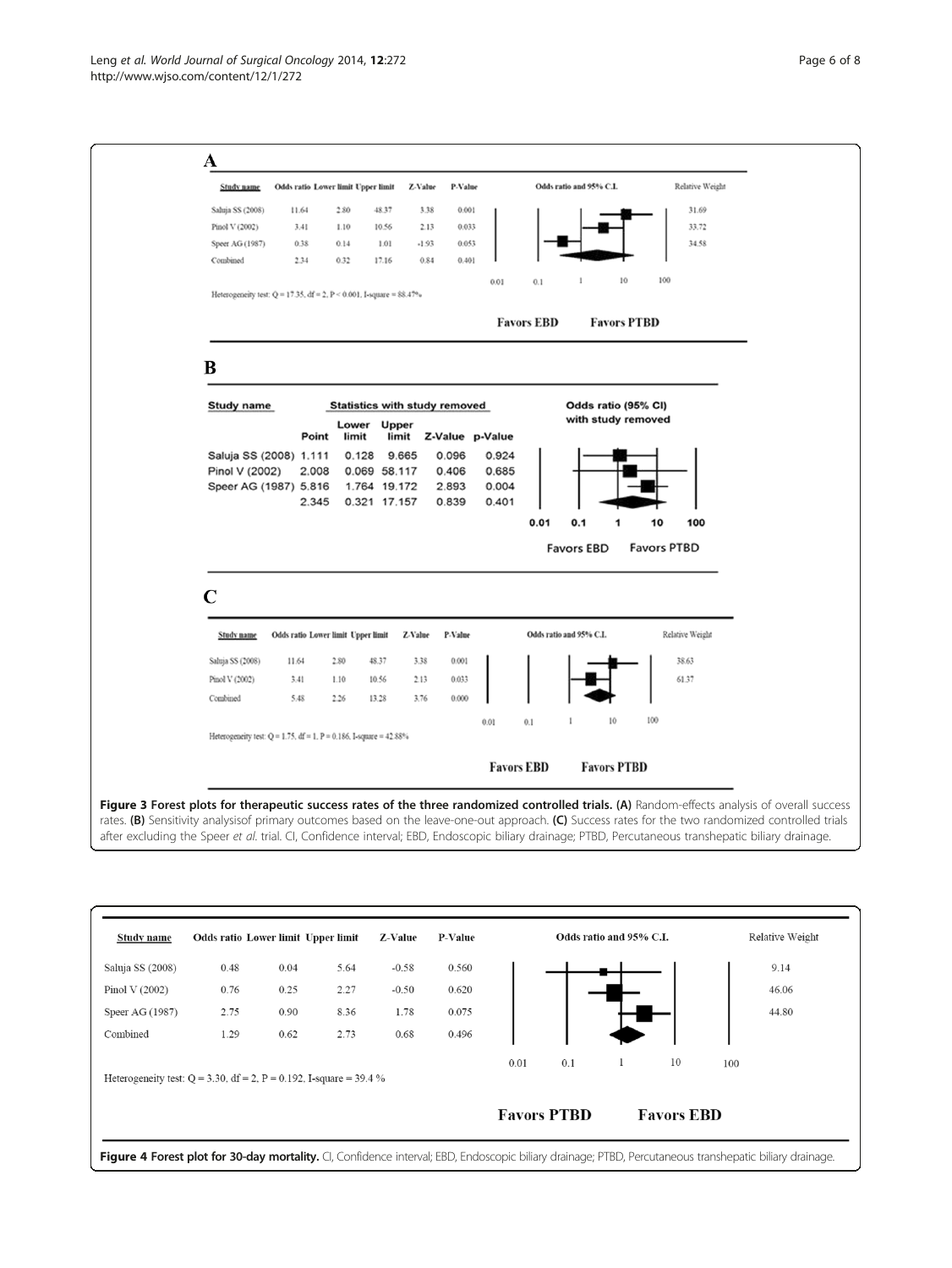**A**

| Study name | Odds ratio | Lower limit | Upper limit | Z-Value | P-Value | Relative Weight |
|---|---|---|---|---|---|---|
| Saluja SS (2008) | 11.64 | 2.80 | 48.37 | 3.38 | 0.001 | 31.69 |
| Pinol V (2002) | 3.41 | 1.10 | 10.56 | 2.13 | 0.033 | 33.72 |
| Speer AG (1987) | 0.38 | 0.14 | 1.01 | -1.93 | 0.053 | 34.58 |
| Combined | 2.34 | 0.32 | 17.16 | 0.84 | 0.401 | |

Heterogeneity test: Q = 17.35, df = 2, P < 0.001, I-square = 88.47%

Favors EBD — Favors PTBD

**B**

| Study name | Point | Lower limit | Upper limit | Z-Value | p-Value |
|---|---|---|---|---|---|
| | Statistics with study removed | | | | |
| Saluja SS (2008) | 1.111 | 0.128 | 9.665 | 0.096 | 0.924 |
| Pinol V (2002) | 2.008 | 0.069 | 58.117 | 0.406 | 0.685 |
| Speer AG (1987) | 5.816 | 1.764 | 19.172 | 2.893 | 0.004 |
| | 2.345 | 0.321 | 17.157 | 0.839 | 0.401 |

Odds ratio (95% CI) with study removed

Favors EBD — Favors PTBD

**C**

| Study name | Odds ratio | Lower limit | Upper limit | Z-Value | P-Value | Relative Weight |
|---|---|---|---|---|---|---|
| Saluja SS (2008) | 11.64 | 2.80 | 48.37 | 3.38 | 0.001 | 38.63 |
| Pinol V (2002) | 3.41 | 1.10 | 10.56 | 2.13 | 0.033 | 61.37 |
| Combined | 5.48 | 2.26 | 13.28 | 3.76 | 0.000 | |

Heterogeneity test: Q = 1.75, df = 1, P = 0.186, I-square = 42.88%

Favors EBD — Favors PTBD

**Figure 3 Forest plots for therapeutic success rates of the three randomized controlled trials. (A)** Random-effects analysis of overall success rates. **(B)** Sensitivity analysisof primary outcomes based on the leave-one-out approach. **(C)** Success rates for the two randomized controlled trials after excluding the Speer *et al.* trial. CI, Confidence interval; EBD, Endoscopic biliary drainage; PTBD, Percutaneous transhepatic biliary drainage.

| Study name | Odds ratio | Lower limit | Upper limit | Z-Value | P-Value | Relative Weight |
|---|---|---|---|---|---|---|
| Saluja SS (2008) | 0.48 | 0.04 | 5.64 | -0.58 | 0.560 | 9.14 |
| Pinol V (2002) | 0.76 | 0.25 | 2.27 | -0.50 | 0.620 | 46.06 |
| Speer AG (1987) | 2.75 | 0.90 | 8.36 | 1.78 | 0.075 | 44.80 |
| Combined | 1.29 | 0.62 | 2.73 | 0.68 | 0.496 | |

Heterogeneity test: Q = 3.30, df = 2, P = 0.192, I-square = 39.4 %

Favors PTBD — Favors EBD

**Figure 4 Forest plot for 30-day mortality.** CI, Confidence interval; EBD, Endoscopic biliary drainage; PTBD, Percutaneous transhepatic biliary drainage.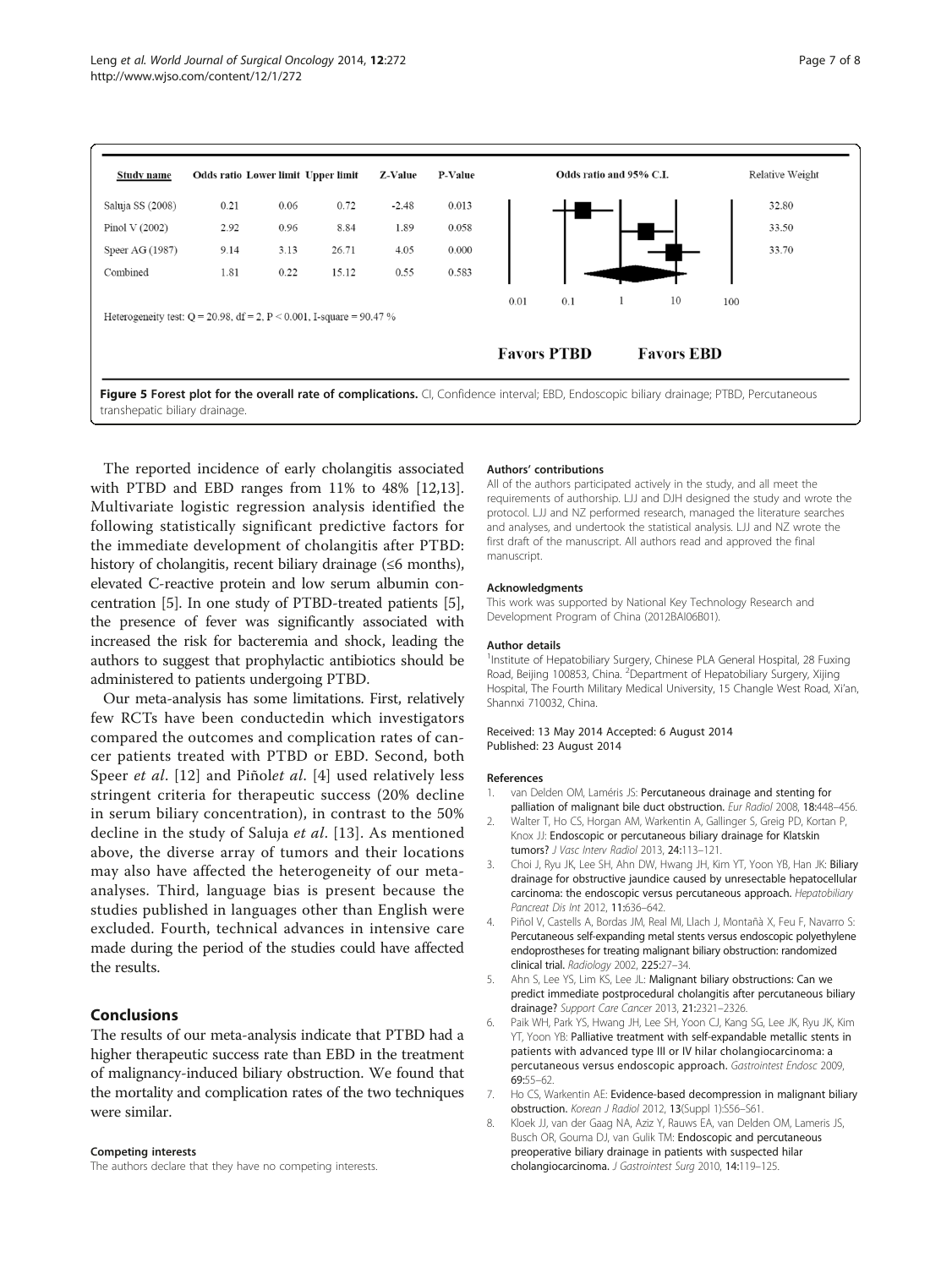| Study name | Odds ratio | Lower limit | Upper limit | Z-Value | P-Value | Relative Weight |
| --- | --- | --- | --- | --- | --- | --- |
| Saluja SS (2008) | 0.21 | 0.06 | 0.72 | -2.48 | 0.013 | 32.80 |
| Pinol V (2002) | 2.92 | 0.96 | 8.84 | 1.89 | 0.058 | 33.50 |
| Speer AG (1987) | 9.14 | 3.13 | 26.71 | 4.05 | 0.000 | 33.70 |
| Combined | 1.81 | 0.22 | 15.12 | 0.55 | 0.583 | |

Heterogeneity test: Q = 20.98, df = 2, P < 0.001, I-square = 90.47 %

Odds ratio and 95% C.I. (0.01, 0.1, 1, 10, 100) — Favors PTBD / Favors EBD

**Figure 5 Forest plot for the overall rate of complications.** CI, Confidence interval; EBD, Endoscopic biliary drainage; PTBD, Percutaneous transhepatic biliary drainage.

The reported incidence of early cholangitis associated with PTBD and EBD ranges from 11% to 48% [12,13]. Multivariate logistic regression analysis identified the following statistically significant predictive factors for the immediate development of cholangitis after PTBD: history of cholangitis, recent biliary drainage (≤6 months), elevated C-reactive protein and low serum albumin concentration [5]. In one study of PTBD-treated patients [5], the presence of fever was significantly associated with increased the risk for bacteremia and shock, leading the authors to suggest that prophylactic antibiotics should be administered to patients undergoing PTBD.

Our meta-analysis has some limitations. First, relatively few RCTs have been conductedin which investigators compared the outcomes and complication rates of cancer patients treated with PTBD or EBD. Second, both Speer *et al*. [12] and Piñol*et al*. [4] used relatively less stringent criteria for therapeutic success (20% decline in serum biliary concentration), in contrast to the 50% decline in the study of Saluja *et al*. [13]. As mentioned above, the diverse array of tumors and their locations may also have affected the heterogeneity of our meta-analyses. Third, language bias is present because the studies published in languages other than English were excluded. Fourth, technical advances in intensive care made during the period of the studies could have affected the results.

## Conclusions

The results of our meta-analysis indicate that PTBD had a higher therapeutic success rate than EBD in the treatment of malignancy-induced biliary obstruction. We found that the mortality and complication rates of the two techniques were similar.

#### Competing interests

The authors declare that they have no competing interests.

#### Authors' contributions

All of the authors participated actively in the study, and all meet the requirements of authorship. LJJ and DJH designed the study and wrote the protocol. LJJ and NZ performed research, managed the literature searches and analyses, and undertook the statistical analysis. LJJ and NZ wrote the first draft of the manuscript. All authors read and approved the final manuscript.

#### Acknowledgments

This work was supported by National Key Technology Research and Development Program of China (2012BAI06B01).

#### Author details

[1]Institute of Hepatobiliary Surgery, Chinese PLA General Hospital, 28 Fuxing Road, Beijing 100853, China. [2]Department of Hepatobiliary Surgery, Xijing Hospital, The Fourth Military Medical University, 15 Changle West Road, Xi'an, Shannxi 710032, China.

Received: 13 May 2014 Accepted: 6 August 2014
Published: 23 August 2014

#### References

1. van Delden OM, Laméris JS: **Percutaneous drainage and stenting for palliation of malignant bile duct obstruction.** *Eur Radiol* 2008, **18:**448–456.
2. Walter T, Ho CS, Horgan AM, Warkentin A, Gallinger S, Greig PD, Kortan P, Knox JJ: **Endoscopic or percutaneous biliary drainage for Klatskin tumors?** *J Vasc Interv Radiol* 2013, **24:**113–121.
3. Choi J, Ryu JK, Lee SH, Ahn DW, Hwang JH, Kim YT, Yoon YB, Han JK: **Biliary drainage for obstructive jaundice caused by unresectable hepatocellular carcinoma: the endoscopic versus percutaneous approach.** *Hepatobiliary Pancreat Dis Int* 2012, **11:**636–642.
4. Piñol V, Castells A, Bordas JM, Real MI, Llach J, Montañà X, Feu F, Navarro S: **Percutaneous self-expanding metal stents versus endoscopic polyethylene endoprostheses for treating malignant biliary obstruction: randomized clinical trial.** *Radiology* 2002, **225:**27–34.
5. Ahn S, Lee YS, Lim KS, Lee JL: **Malignant biliary obstructions: Can we predict immediate postprocedural cholangitis after percutaneous biliary drainage?** *Support Care Cancer* 2013, **21:**2321–2326.
6. Paik WH, Park YS, Hwang JH, Lee SH, Yoon CJ, Kang SG, Lee JK, Ryu JK, Kim YT, Yoon YB: **Palliative treatment with self-expandable metallic stents in patients with advanced type III or IV hilar cholangiocarcinoma: a percutaneous versus endoscopic approach.** *Gastrointest Endosc* 2009, **69:**55–62.
7. Ho CS, Warkentin AE: **Evidence-based decompression in malignant biliary obstruction.** *Korean J Radiol* 2012, **13**(Suppl 1):S56–S61.
8. Kloek JJ, van der Gaag NA, Aziz Y, Rauws EA, van Delden OM, Lameris JS, Busch OR, Gouma DJ, van Gulik TM: **Endoscopic and percutaneous preoperative biliary drainage in patients with suspected hilar cholangiocarcinoma.** *J Gastrointest Surg* 2010, **14:**119–125.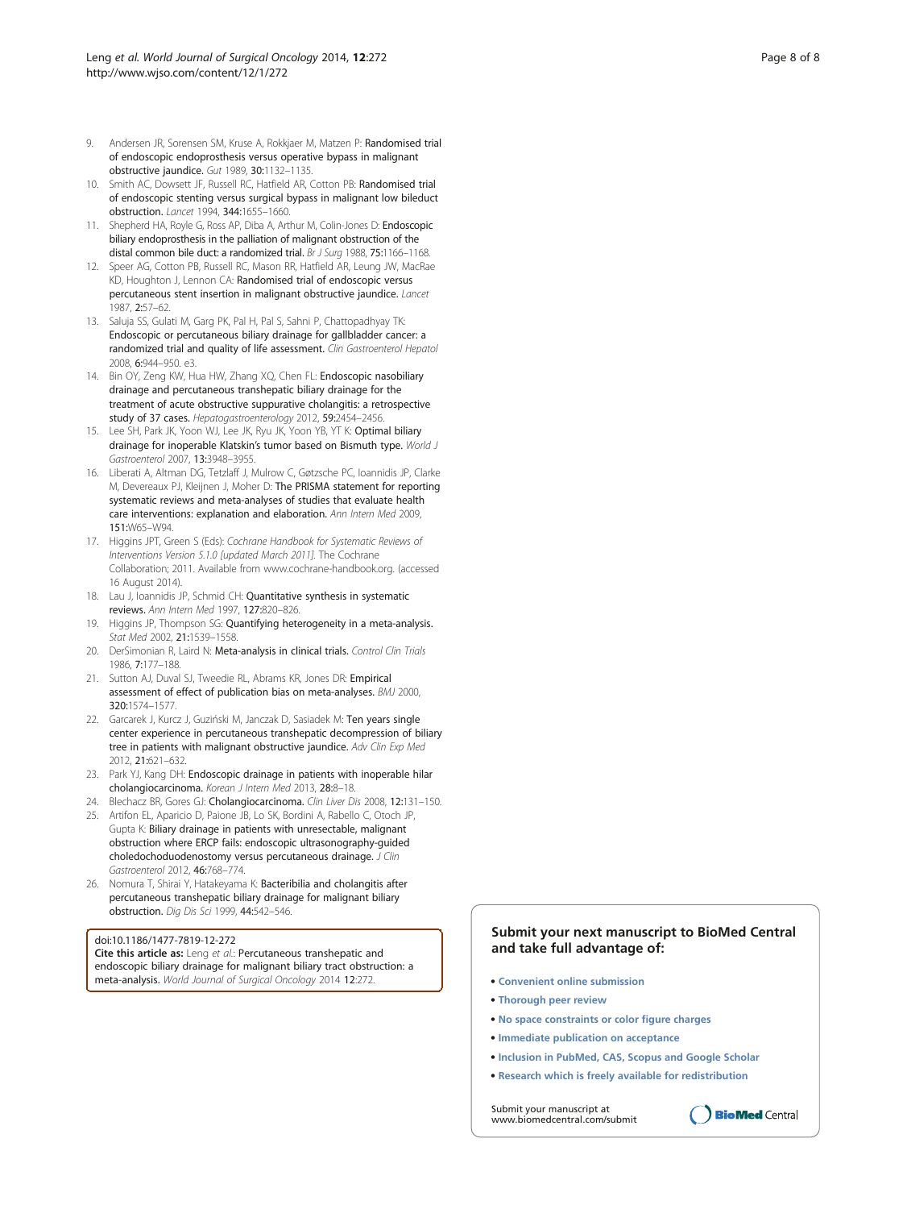9. Andersen JR, Sorensen SM, Kruse A, Rokkjaer M, Matzen P: **Randomised trial of endoscopic endoprosthesis versus operative bypass in malignant obstructive jaundice.** *Gut* 1989, **30:**1132–1135.
10. Smith AC, Dowsett JF, Russell RC, Hatfield AR, Cotton PB: **Randomised trial of endoscopic stenting versus surgical bypass in malignant low bileduct obstruction.** *Lancet* 1994, **344:**1655–1660.
11. Shepherd HA, Royle G, Ross AP, Diba A, Arthur M, Colin-Jones D: **Endoscopic biliary endoprosthesis in the palliation of malignant obstruction of the distal common bile duct: a randomized trial.** *Br J Surg* 1988, **75:**1166–1168.
12. Speer AG, Cotton PB, Russell RC, Mason RR, Hatfield AR, Leung JW, MacRae KD, Houghton J, Lennon CA: **Randomised trial of endoscopic versus percutaneous stent insertion in malignant obstructive jaundice.** *Lancet* 1987, **2:**57–62.
13. Saluja SS, Gulati M, Garg PK, Pal H, Pal S, Sahni P, Chattopadhyay TK: **Endoscopic or percutaneous biliary drainage for gallbladder cancer: a randomized trial and quality of life assessment.** *Clin Gastroenterol Hepatol* 2008, **6:**944–950. e3.
14. Bin OY, Zeng KW, Hua HW, Zhang XQ, Chen FL: **Endoscopic nasobiliary drainage and percutaneous transhepatic biliary drainage for the treatment of acute obstructive suppurative cholangitis: a retrospective study of 37 cases.** *Hepatogastroenterology* 2012, **59:**2454–2456.
15. Lee SH, Park JK, Yoon WJ, Lee JK, Ryu JK, Yoon YB, YT K: **Optimal biliary drainage for inoperable Klatskin's tumor based on Bismuth type.** *World J Gastroenterol* 2007, **13:**3948–3955.
16. Liberati A, Altman DG, Tetzlaff J, Mulrow C, Gøtzsche PC, Ioannidis JP, Clarke M, Devereaux PJ, Kleijnen J, Moher D: **The PRISMA statement for reporting systematic reviews and meta-analyses of studies that evaluate health care interventions: explanation and elaboration.** *Ann Intern Med* 2009, **151:**W65–W94.
17. Higgins JPT, Green S (Eds): *Cochrane Handbook for Systematic Reviews of Interventions Version 5.1.0 [updated March 2011].* The Cochrane Collaboration; 2011. Available from www.cochrane-handbook.org. (accessed 16 August 2014).
18. Lau J, Ioannidis JP, Schmid CH: **Quantitative synthesis in systematic reviews.** *Ann Intern Med* 1997, **127:**820–826.
19. Higgins JP, Thompson SG: **Quantifying heterogeneity in a meta-analysis.** *Stat Med* 2002, **21:**1539–1558.
20. DerSimonian R, Laird N: **Meta-analysis in clinical trials.** *Control Clin Trials* 1986, **7:**177–188.
21. Sutton AJ, Duval SJ, Tweedie RL, Abrams KR, Jones DR: **Empirical assessment of effect of publication bias on meta-analyses.** *BMJ* 2000, **320:**1574–1577.
22. Garcarek J, Kurcz J, Guziński M, Janczak D, Sasiadek M: **Ten years single center experience in percutaneous transhepatic decompression of biliary tree in patients with malignant obstructive jaundice.** *Adv Clin Exp Med* 2012, **21:**621–632.
23. Park YJ, Kang DH: **Endoscopic drainage in patients with inoperable hilar cholangiocarcinoma.** *Korean J Intern Med* 2013, **28:**8–18.
24. Blechacz BR, Gores GJ: **Cholangiocarcinoma.** *Clin Liver Dis* 2008, **12:**131–150.
25. Artifon EL, Aparicio D, Paione JB, Lo SK, Bordini A, Rabello C, Otoch JP, Gupta K: **Biliary drainage in patients with unresectable, malignant obstruction where ERCP fails: endoscopic ultrasonography-guided choledochoduodenostomy versus percutaneous drainage.** *J Clin Gastroenterol* 2012, **46:**768–774.
26. Nomura T, Shirai Y, Hatakeyama K: **Bacteribilia and cholangitis after percutaneous transhepatic biliary drainage for malignant biliary obstruction.** *Dig Dis Sci* 1999, **44:**542–546.

doi:10.1186/1477-7819-12-272

**Cite this article as:** Leng *et al.*: Percutaneous transhepatic and endoscopic biliary drainage for malignant biliary tract obstruction: a meta-analysis. *World Journal of Surgical Oncology* 2014 **12**:272.

**Submit your next manuscript to BioMed Central and take full advantage of:**

- **Convenient online submission**
- **Thorough peer review**
- **No space constraints or color figure charges**
- **Immediate publication on acceptance**
- **Inclusion in PubMed, CAS, Scopus and Google Scholar**
- **Research which is freely available for redistribution**

Submit your manuscript at
www.biomedcentral.com/submit

BioMed Central